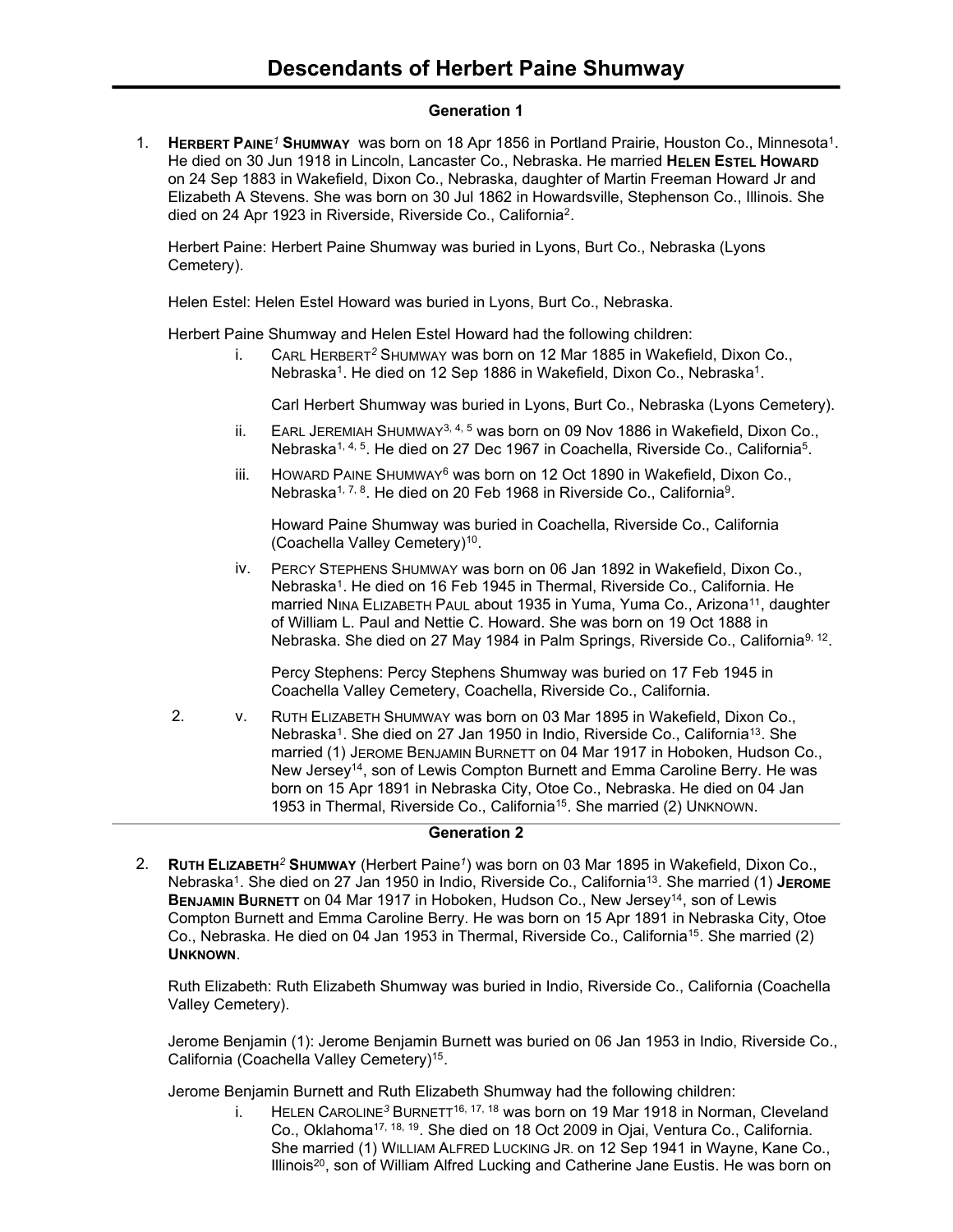# Descendants of Herbert Paine Shumway

## Generation 1

1. **HERBERT PAINE*1* SHUMWAY** was born on 18 Apr 1856 in Portland Prairie, Houston Co., Minnesota[1]. He died on 30 Jun 1918 in Lincoln, Lancaster Co., Nebraska. He married **HELEN ESTEL HOWARD** on 24 Sep 1883 in Wakefield, Dixon Co., Nebraska, daughter of Martin Freeman Howard Jr and Elizabeth A Stevens. She was born on 30 Jul 1862 in Howardsville, Stephenson Co., Illinois. She died on 24 Apr 1923 in Riverside, Riverside Co., California[2].

   Herbert Paine: Herbert Paine Shumway was buried in Lyons, Burt Co., Nebraska (Lyons Cemetery).

   Helen Estel: Helen Estel Howard was buried in Lyons, Burt Co., Nebraska.

   Herbert Paine Shumway and Helen Estel Howard had the following children:

   i. CARL HERBERT*2* SHUMWAY was born on 12 Mar 1885 in Wakefield, Dixon Co., Nebraska[1]. He died on 12 Sep 1886 in Wakefield, Dixon Co., Nebraska[1].

      Carl Herbert Shumway was buried in Lyons, Burt Co., Nebraska (Lyons Cemetery).

   ii. EARL JEREMIAH SHUMWAY[3, 4, 5] was born on 09 Nov 1886 in Wakefield, Dixon Co., Nebraska[1, 4, 5]. He died on 27 Dec 1967 in Coachella, Riverside Co., California[5].

   iii. HOWARD PAINE SHUMWAY[6] was born on 12 Oct 1890 in Wakefield, Dixon Co., Nebraska[1, 7, 8]. He died on 20 Feb 1968 in Riverside Co., California[9].

      Howard Paine Shumway was buried in Coachella, Riverside Co., California (Coachella Valley Cemetery)[10].

   iv. PERCY STEPHENS SHUMWAY was born on 06 Jan 1892 in Wakefield, Dixon Co., Nebraska[1]. He died on 16 Feb 1945 in Thermal, Riverside Co., California. He married NINA ELIZABETH PAUL about 1935 in Yuma, Yuma Co., Arizona[11], daughter of William L. Paul and Nettie C. Howard. She was born on 19 Oct 1888 in Nebraska. She died on 27 May 1984 in Palm Springs, Riverside Co., California[9, 12].

      Percy Stephens: Percy Stephens Shumway was buried on 17 Feb 1945 in Coachella Valley Cemetery, Coachella, Riverside Co., California.

   2. v. RUTH ELIZABETH SHUMWAY was born on 03 Mar 1895 in Wakefield, Dixon Co., Nebraska[1]. She died on 27 Jan 1950 in Indio, Riverside Co., California[13]. She married (1) JEROME BENJAMIN BURNETT on 04 Mar 1917 in Hoboken, Hudson Co., New Jersey[14], son of Lewis Compton Burnett and Emma Caroline Berry. He was born on 15 Apr 1891 in Nebraska City, Otoe Co., Nebraska. He died on 04 Jan 1953 in Thermal, Riverside Co., California[15]. She married (2) UNKNOWN.

## Generation 2

2. **RUTH ELIZABETH*2* SHUMWAY** (Herbert Paine*1*) was born on 03 Mar 1895 in Wakefield, Dixon Co., Nebraska[1]. She died on 27 Jan 1950 in Indio, Riverside Co., California[13]. She married (1) **JEROME BENJAMIN BURNETT** on 04 Mar 1917 in Hoboken, Hudson Co., New Jersey[14], son of Lewis Compton Burnett and Emma Caroline Berry. He was born on 15 Apr 1891 in Nebraska City, Otoe Co., Nebraska. He died on 04 Jan 1953 in Thermal, Riverside Co., California[15]. She married (2) **UNKNOWN**.

   Ruth Elizabeth: Ruth Elizabeth Shumway was buried in Indio, Riverside Co., California (Coachella Valley Cemetery).

   Jerome Benjamin (1): Jerome Benjamin Burnett was buried on 06 Jan 1953 in Indio, Riverside Co., California (Coachella Valley Cemetery)[15].

   Jerome Benjamin Burnett and Ruth Elizabeth Shumway had the following children:

   i. HELEN CAROLINE*3* BURNETT[16, 17, 18] was born on 19 Mar 1918 in Norman, Cleveland Co., Oklahoma[17, 18, 19]. She died on 18 Oct 2009 in Ojai, Ventura Co., California. She married (1) WILLIAM ALFRED LUCKING JR. on 12 Sep 1941 in Wayne, Kane Co., Illinois[20], son of William Alfred Lucking and Catherine Jane Eustis. He was born on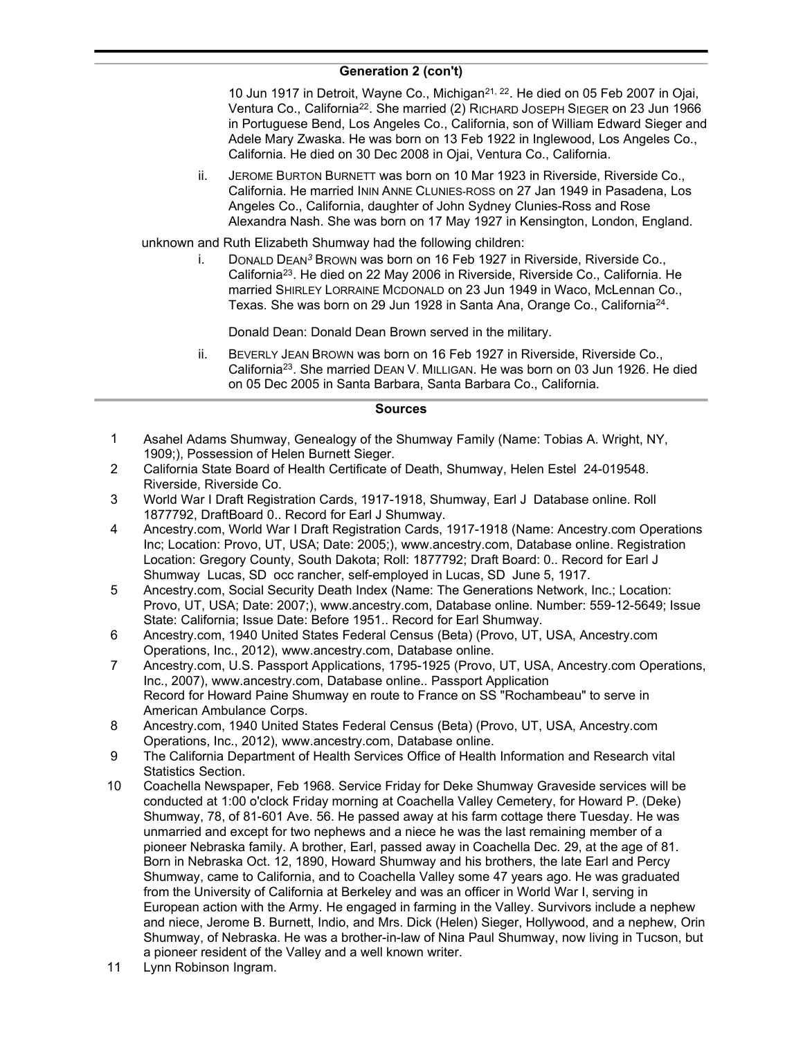## Generation 2 (con't)

10 Jun 1917 in Detroit, Wayne Co., Michigan[21, 22]. He died on 05 Feb 2007 in Ojai, Ventura Co., California[22]. She married (2) Richard Joseph Sieger on 23 Jun 1966 in Portuguese Bend, Los Angeles Co., California, son of William Edward Sieger and Adele Mary Zwaska. He was born on 13 Feb 1922 in Inglewood, Los Angeles Co., California. He died on 30 Dec 2008 in Ojai, Ventura Co., California.

ii. Jerome Burton Burnett was born on 10 Mar 1923 in Riverside, Riverside Co., California. He married Inin Anne Clunies-ross on 27 Jan 1949 in Pasadena, Los Angeles Co., California, daughter of John Sydney Clunies-Ross and Rose Alexandra Nash. She was born on 17 May 1927 in Kensington, London, England.

unknown and Ruth Elizabeth Shumway had the following children:

i. Donald Dean[3] Brown was born on 16 Feb 1927 in Riverside, Riverside Co., California[23]. He died on 22 May 2006 in Riverside, Riverside Co., California. He married Shirley Lorraine Mcdonald on 23 Jun 1949 in Waco, McLennan Co., Texas. She was born on 29 Jun 1928 in Santa Ana, Orange Co., California[24].

Donald Dean: Donald Dean Brown served in the military.

ii. Beverly Jean Brown was born on 16 Feb 1927 in Riverside, Riverside Co., California[23]. She married Dean V. Milligan. He was born on 03 Jun 1926. He died on 05 Dec 2005 in Santa Barbara, Santa Barbara Co., California.

## Sources

1. Asahel Adams Shumway, Genealogy of the Shumway Family (Name: Tobias A. Wright, NY, 1909;), Possession of Helen Burnett Sieger.
2. California State Board of Health Certificate of Death, Shumway, Helen Estel 24-019548. Riverside, Riverside Co.
3. World War I Draft Registration Cards, 1917-1918, Shumway, Earl J Database online. Roll 1877792, DraftBoard 0.. Record for Earl J Shumway.
4. Ancestry.com, World War I Draft Registration Cards, 1917-1918 (Name: Ancestry.com Operations Inc; Location: Provo, UT, USA; Date: 2005;), www.ancestry.com, Database online. Registration Location: Gregory County, South Dakota; Roll: 1877792; Draft Board: 0.. Record for Earl J Shumway Lucas, SD occ rancher, self-employed in Lucas, SD June 5, 1917.
5. Ancestry.com, Social Security Death Index (Name: The Generations Network, Inc.; Location: Provo, UT, USA; Date: 2007;), www.ancestry.com, Database online. Number: 559-12-5649; Issue State: California; Issue Date: Before 1951.. Record for Earl Shumway.
6. Ancestry.com, 1940 United States Federal Census (Beta) (Provo, UT, USA, Ancestry.com Operations, Inc., 2012), www.ancestry.com, Database online.
7. Ancestry.com, U.S. Passport Applications, 1795-1925 (Provo, UT, USA, Ancestry.com Operations, Inc., 2007), www.ancestry.com, Database online.. Passport Application Record for Howard Paine Shumway en route to France on SS "Rochambeau" to serve in American Ambulance Corps.
8. Ancestry.com, 1940 United States Federal Census (Beta) (Provo, UT, USA, Ancestry.com Operations, Inc., 2012), www.ancestry.com, Database online.
9. The California Department of Health Services Office of Health Information and Research vital Statistics Section.
10. Coachella Newspaper, Feb 1968. Service Friday for Deke Shumway Graveside services will be conducted at 1:00 o'clock Friday morning at Coachella Valley Cemetery, for Howard P. (Deke) Shumway, 78, of 81-601 Ave. 56. He passed away at his farm cottage there Tuesday. He was unmarried and except for two nephews and a niece he was the last remaining member of a pioneer Nebraska family. A brother, Earl, passed away in Coachella Dec. 29, at the age of 81. Born in Nebraska Oct. 12, 1890, Howard Shumway and his brothers, the late Earl and Percy Shumway, came to California, and to Coachella Valley some 47 years ago. He was graduated from the University of California at Berkeley and was an officer in World War I, serving in European action with the Army. He engaged in farming in the Valley. Survivors include a nephew and niece, Jerome B. Burnett, Indio, and Mrs. Dick (Helen) Sieger, Hollywood, and a nephew, Orin Shumway, of Nebraska. He was a brother-in-law of Nina Paul Shumway, now living in Tucson, but a pioneer resident of the Valley and a well known writer.
11. Lynn Robinson Ingram.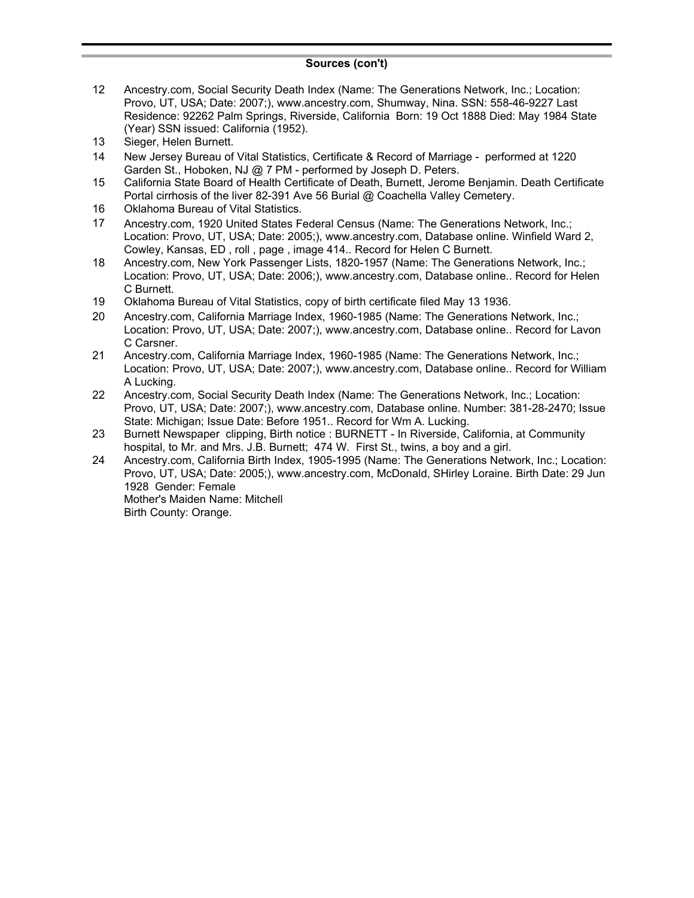**Sources (con't)**

12 Ancestry.com, Social Security Death Index (Name: The Generations Network, Inc.; Location: Provo, UT, USA; Date: 2007;), www.ancestry.com, Shumway, Nina. SSN: 558-46-9227 Last Residence: 92262 Palm Springs, Riverside, California Born: 19 Oct 1888 Died: May 1984 State (Year) SSN issued: California (1952).

13 Sieger, Helen Burnett.

14 New Jersey Bureau of Vital Statistics, Certificate & Record of Marriage - performed at 1220 Garden St., Hoboken, NJ @ 7 PM - performed by Joseph D. Peters.

15 California State Board of Health Certificate of Death, Burnett, Jerome Benjamin. Death Certificate Portal cirrhosis of the liver 82-391 Ave 56 Burial @ Coachella Valley Cemetery.

16 Oklahoma Bureau of Vital Statistics.

17 Ancestry.com, 1920 United States Federal Census (Name: The Generations Network, Inc.; Location: Provo, UT, USA; Date: 2005;), www.ancestry.com, Database online. Winfield Ward 2, Cowley, Kansas, ED , roll , page , image 414.. Record for Helen C Burnett.

18 Ancestry.com, New York Passenger Lists, 1820-1957 (Name: The Generations Network, Inc.; Location: Provo, UT, USA; Date: 2006;), www.ancestry.com, Database online.. Record for Helen C Burnett.

19 Oklahoma Bureau of Vital Statistics, copy of birth certificate filed May 13 1936.

20 Ancestry.com, California Marriage Index, 1960-1985 (Name: The Generations Network, Inc.; Location: Provo, UT, USA; Date: 2007;), www.ancestry.com, Database online.. Record for Lavon C Carsner.

21 Ancestry.com, California Marriage Index, 1960-1985 (Name: The Generations Network, Inc.; Location: Provo, UT, USA; Date: 2007;), www.ancestry.com, Database online.. Record for William A Lucking.

22 Ancestry.com, Social Security Death Index (Name: The Generations Network, Inc.; Location: Provo, UT, USA; Date: 2007;), www.ancestry.com, Database online. Number: 381-28-2470; Issue State: Michigan; Issue Date: Before 1951.. Record for Wm A. Lucking.

23 Burnett Newspaper clipping, Birth notice : BURNETT - In Riverside, California, at Community hospital, to Mr. and Mrs. J.B. Burnett; 474 W. First St., twins, a boy and a girl.

24 Ancestry.com, California Birth Index, 1905-1995 (Name: The Generations Network, Inc.; Location: Provo, UT, USA; Date: 2005;), www.ancestry.com, McDonald, SHirley Loraine. Birth Date: 29 Jun 1928 Gender: Female
Mother's Maiden Name: Mitchell
Birth County: Orange.